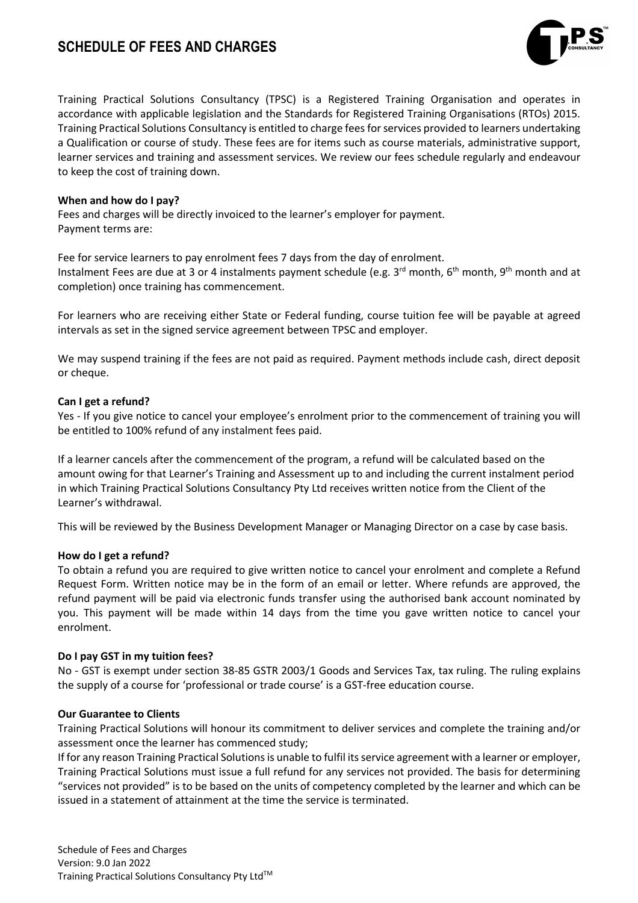# SCHEDULE OF FEES AND CHARGES

Training Practical Solutions Consultancy (TPSC) is a Registered Training Organisation and operates in accordance with applicable legislation and the Standards for Registered Training Organisations (RTOs) 2015. Training Practical Solutions Consultancy is entitled to charge fees for services provided to learners undertaking a Qualification or course of study. These fees are for items such as course materials, administrative support, learner services and training and assessment services. We review our fees schedule regularly and endeavour to keep the cost of training down.

**When and how do I pay?**

Fees and charges will be directly invoiced to the learner's employer for payment.
Payment terms are:

Fee for service learners to pay enrolment fees 7 days from the day of enrolment.
Instalment Fees are due at 3 or 4 instalments payment schedule (e.g. 3rd month, 6th month, 9th month and at completion) once training has commencement.

For learners who are receiving either State or Federal funding, course tuition fee will be payable at agreed intervals as set in the signed service agreement between TPSC and employer.

We may suspend training if the fees are not paid as required. Payment methods include cash, direct deposit or cheque.

**Can I get a refund?**

Yes - If you give notice to cancel your employee's enrolment prior to the commencement of training you will be entitled to 100% refund of any instalment fees paid.

If a learner cancels after the commencement of the program, a refund will be calculated based on the amount owing for that Learner's Training and Assessment up to and including the current instalment period in which Training Practical Solutions Consultancy Pty Ltd receives written notice from the Client of the Learner's withdrawal.

This will be reviewed by the Business Development Manager or Managing Director on a case by case basis.

**How do I get a refund?**

To obtain a refund you are required to give written notice to cancel your enrolment and complete a Refund Request Form. Written notice may be in the form of an email or letter. Where refunds are approved, the refund payment will be paid via electronic funds transfer using the authorised bank account nominated by you. This payment will be made within 14 days from the time you gave written notice to cancel your enrolment.

**Do I pay GST in my tuition fees?**

No - GST is exempt under section 38-85 GSTR 2003/1 Goods and Services Tax, tax ruling. The ruling explains the supply of a course for 'professional or trade course' is a GST-free education course.

**Our Guarantee to Clients**

Training Practical Solutions will honour its commitment to deliver services and complete the training and/or assessment once the learner has commenced study;

If for any reason Training Practical Solutions is unable to fulfil its service agreement with a learner or employer, Training Practical Solutions must issue a full refund for any services not provided. The basis for determining "services not provided" is to be based on the units of competency completed by the learner and which can be issued in a statement of attainment at the time the service is terminated.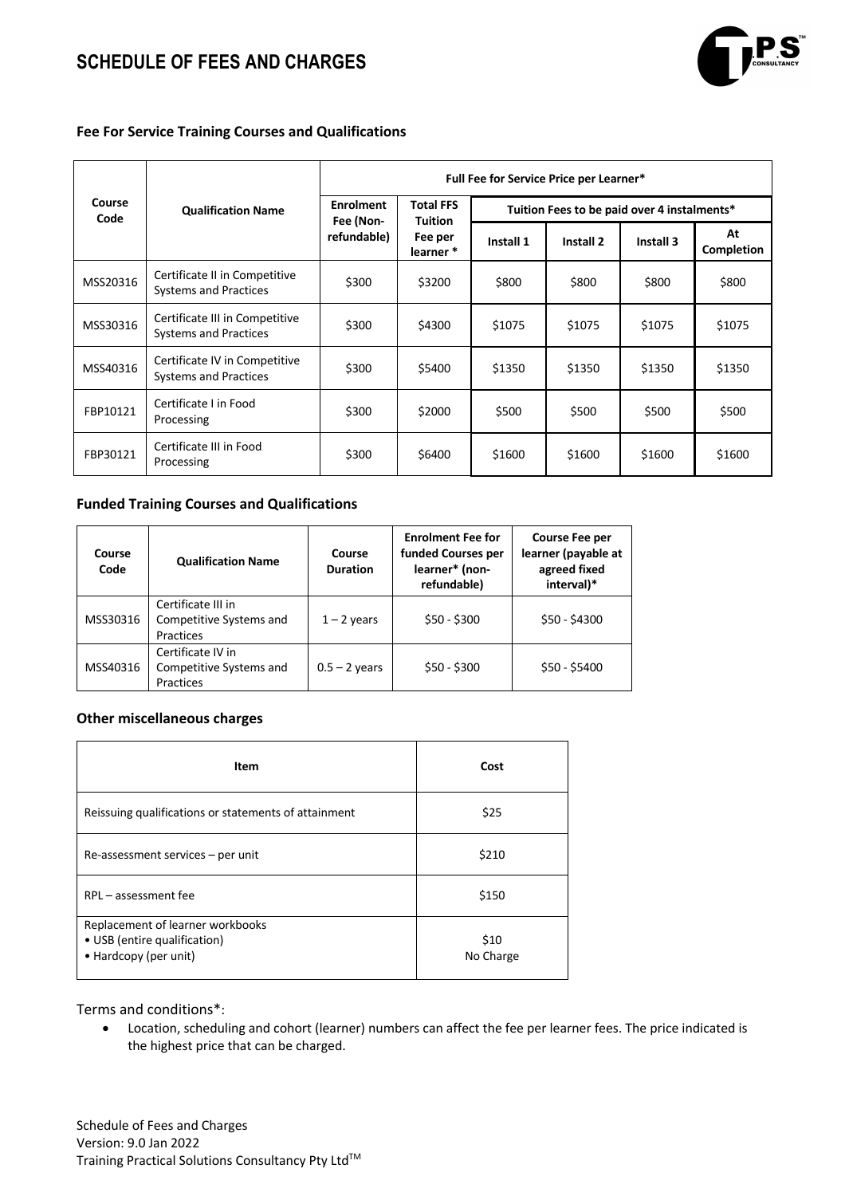# SCHEDULE OF FEES AND CHARGES

### Fee For Service Training Courses and Qualifications

| Course Code | Qualification Name | Full Fee for Service Price per Learner* | | | | | |
|---|---|---|---|---|---|---|---|
| | | Enrolment Fee (Non-refundable) | Total FFS Tuition Fee per learner * | Tuition Fees to be paid over 4 instalments* | | | |
| | | | | Install 1 | Install 2 | Install 3 | At Completion |
| MSS20316 | Certificate II in Competitive Systems and Practices | $300 | $3200 | $800 | $800 | $800 | $800 |
| MSS30316 | Certificate III in Competitive Systems and Practices | $300 | $4300 | $1075 | $1075 | $1075 | $1075 |
| MSS40316 | Certificate IV in Competitive Systems and Practices | $300 | $5400 | $1350 | $1350 | $1350 | $1350 |
| FBP10121 | Certificate I in Food Processing | $300 | $2000 | $500 | $500 | $500 | $500 |
| FBP30121 | Certificate III in Food Processing | $300 | $6400 | $1600 | $1600 | $1600 | $1600 |

### Funded Training Courses and Qualifications

| Course Code | Qualification Name | Course Duration | Enrolment Fee for funded Courses per learner* (non-refundable) | Course Fee per learner (payable at agreed fixed interval)* |
|---|---|---|---|---|
| MSS30316 | Certificate III in Competitive Systems and Practices | 1 – 2 years | $50 - $300 | $50 - $4300 |
| MSS40316 | Certificate IV in Competitive Systems and Practices | 0.5 – 2 years | $50 - $300 | $50 - $5400 |

### Other miscellaneous charges

| Item | Cost |
|---|---|
| Reissuing qualifications or statements of attainment | $25 |
| Re-assessment services – per unit | $210 |
| RPL – assessment fee | $150 |
| Replacement of learner workbooks<br>• USB (entire qualification)<br>• Hardcopy (per unit) | <br>$10<br>No Charge |

Terms and conditions*:

- Location, scheduling and cohort (learner) numbers can affect the fee per learner fees. The price indicated is the highest price that can be charged.

Schedule of Fees and Charges
Version: 9.0 Jan 2022
Training Practical Solutions Consultancy Pty Ltd[TM]